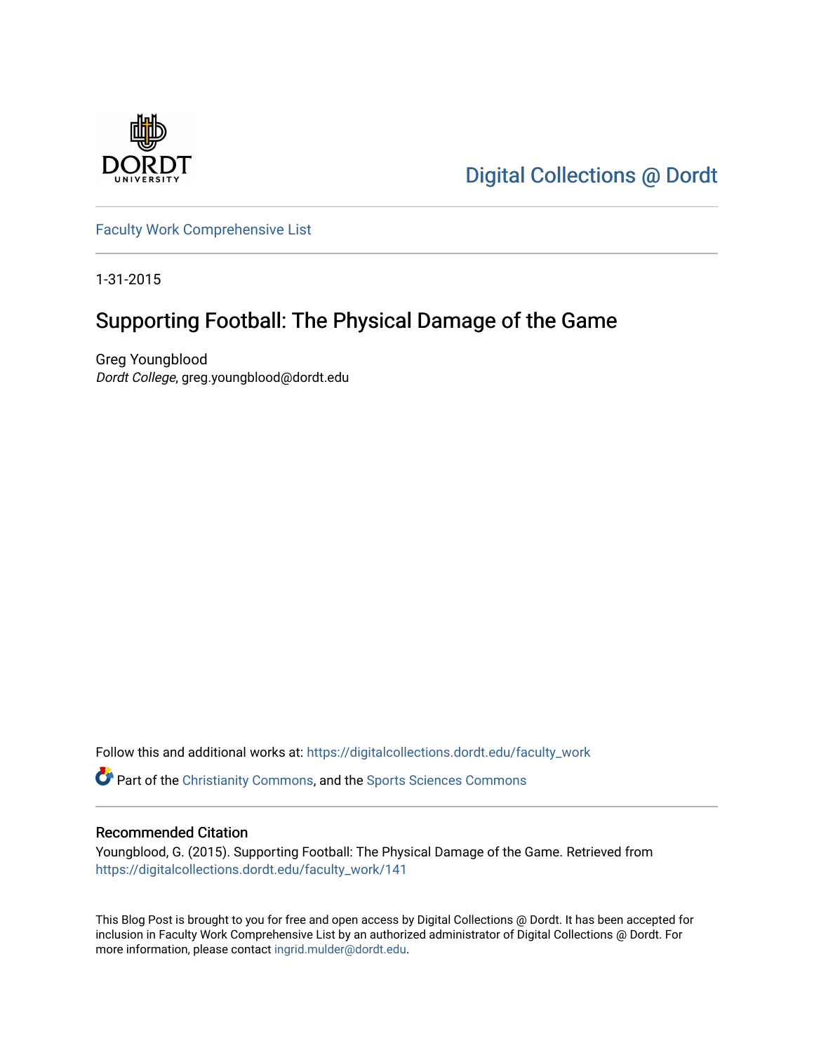Digital Collections @ Dordt

Faculty Work Comprehensive List

1-31-2015

# Supporting Football: The Physical Damage of the Game

Greg Youngblood
*Dordt College*, greg.youngblood@dordt.edu

Follow this and additional works at: https://digitalcollections.dordt.edu/faculty_work

Part of the Christianity Commons, and the Sports Sciences Commons

## Recommended Citation

Youngblood, G. (2015). Supporting Football: The Physical Damage of the Game. Retrieved from https://digitalcollections.dordt.edu/faculty_work/141

This Blog Post is brought to you for free and open access by Digital Collections @ Dordt. It has been accepted for inclusion in Faculty Work Comprehensive List by an authorized administrator of Digital Collections @ Dordt. For more information, please contact ingrid.mulder@dordt.edu.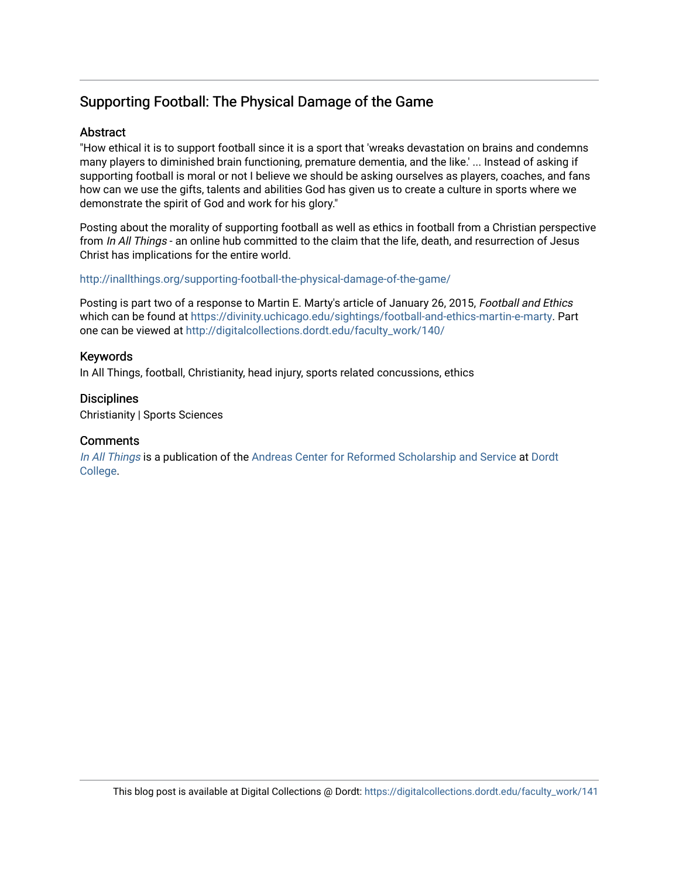## Supporting Football: The Physical Damage of the Game

### Abstract

"How ethical it is to support football since it is a sport that 'wreaks devastation on brains and condemns many players to diminished brain functioning, premature dementia, and the like.' ... Instead of asking if supporting football is moral or not I believe we should be asking ourselves as players, coaches, and fans how can we use the gifts, talents and abilities God has given us to create a culture in sports where we demonstrate the spirit of God and work for his glory."

Posting about the morality of supporting football as well as ethics in football from a Christian perspective from *In All Things* - an online hub committed to the claim that the life, death, and resurrection of Jesus Christ has implications for the entire world.

http://inallthings.org/supporting-football-the-physical-damage-of-the-game/

Posting is part two of a response to Martin E. Marty's article of January 26, 2015, *Football and Ethics* which can be found at https://divinity.uchicago.edu/sightings/football-and-ethics-martin-e-marty. Part one can be viewed at http://digitalcollections.dordt.edu/faculty_work/140/

### Keywords

In All Things, football, Christianity, head injury, sports related concussions, ethics

### Disciplines

Christianity | Sports Sciences

### Comments

*In All Things* is a publication of the Andreas Center for Reformed Scholarship and Service at Dordt College.

This blog post is available at Digital Collections @ Dordt: https://digitalcollections.dordt.edu/faculty_work/141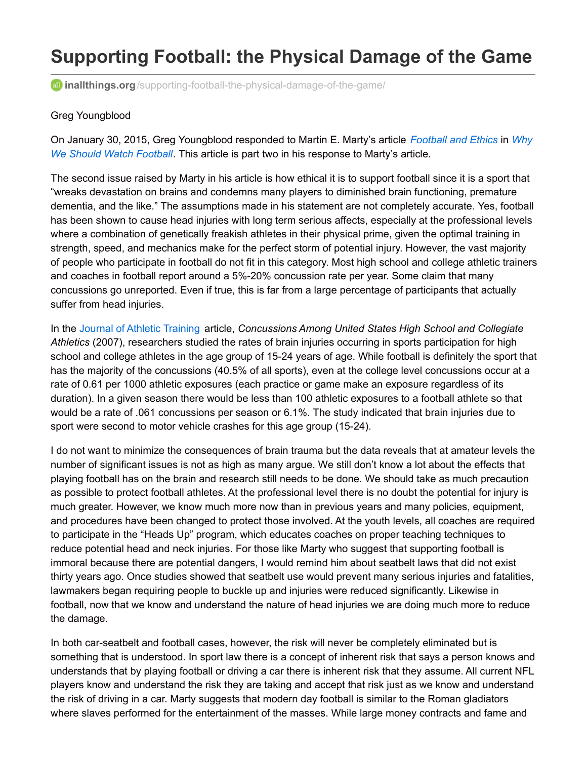# Supporting Football: the Physical Damage of the Game

inallthings.org/supporting-football-the-physical-damage-of-the-game/

Greg Youngblood

On January 30, 2015, Greg Youngblood responded to Martin E. Marty's article *Football and Ethics* in *Why We Should Watch Football*. This article is part two in his response to Marty's article.

The second issue raised by Marty in his article is how ethical it is to support football since it is a sport that "wreaks devastation on brains and condemns many players to diminished brain functioning, premature dementia, and the like." The assumptions made in his statement are not completely accurate. Yes, football has been shown to cause head injuries with long term serious affects, especially at the professional levels where a combination of genetically freakish athletes in their physical prime, given the optimal training in strength, speed, and mechanics make for the perfect storm of potential injury. However, the vast majority of people who participate in football do not fit in this category. Most high school and college athletic trainers and coaches in football report around a 5%-20% concussion rate per year. Some claim that many concussions go unreported. Even if true, this is far from a large percentage of participants that actually suffer from head injuries.

In the Journal of Athletic Training article, *Concussions Among United States High School and Collegiate Athletics* (2007), researchers studied the rates of brain injuries occurring in sports participation for high school and college athletes in the age group of 15-24 years of age. While football is definitely the sport that has the majority of the concussions (40.5% of all sports), even at the college level concussions occur at a rate of 0.61 per 1000 athletic exposures (each practice or game make an exposure regardless of its duration). In a given season there would be less than 100 athletic exposures to a football athlete so that would be a rate of .061 concussions per season or 6.1%. The study indicated that brain injuries due to sport were second to motor vehicle crashes for this age group (15-24).

I do not want to minimize the consequences of brain trauma but the data reveals that at amateur levels the number of significant issues is not as high as many argue. We still don't know a lot about the effects that playing football has on the brain and research still needs to be done. We should take as much precaution as possible to protect football athletes. At the professional level there is no doubt the potential for injury is much greater. However, we know much more now than in previous years and many policies, equipment, and procedures have been changed to protect those involved. At the youth levels, all coaches are required to participate in the "Heads Up" program, which educates coaches on proper teaching techniques to reduce potential head and neck injuries. For those like Marty who suggest that supporting football is immoral because there are potential dangers, I would remind him about seatbelt laws that did not exist thirty years ago. Once studies showed that seatbelt use would prevent many serious injuries and fatalities, lawmakers began requiring people to buckle up and injuries were reduced significantly. Likewise in football, now that we know and understand the nature of head injuries we are doing much more to reduce the damage.

In both car-seatbelt and football cases, however, the risk will never be completely eliminated but is something that is understood. In sport law there is a concept of inherent risk that says a person knows and understands that by playing football or driving a car there is inherent risk that they assume. All current NFL players know and understand the risk they are taking and accept that risk just as we know and understand the risk of driving in a car. Marty suggests that modern day football is similar to the Roman gladiators where slaves performed for the entertainment of the masses. While large money contracts and fame and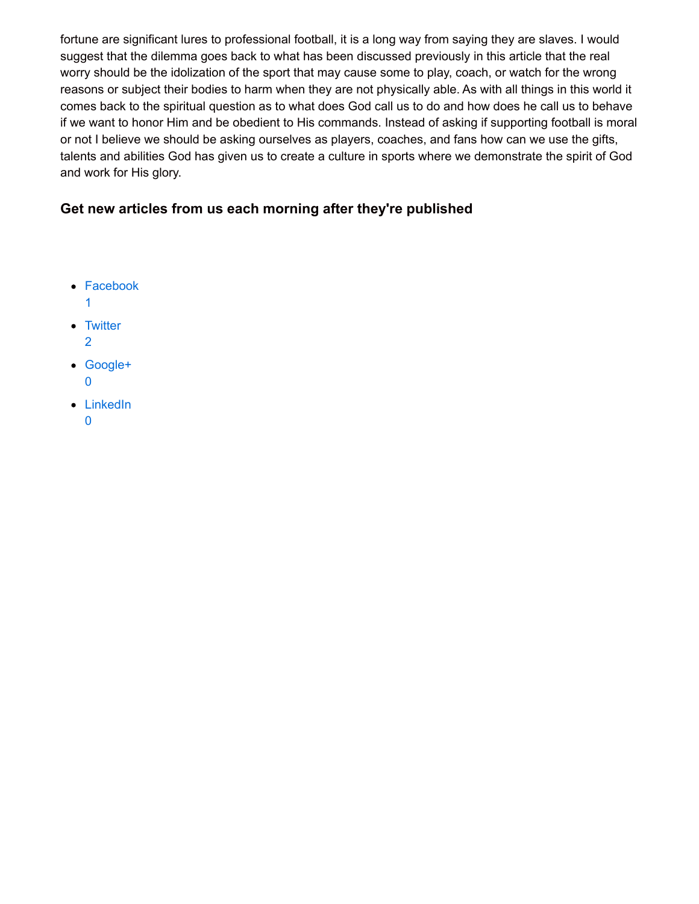fortune are significant lures to professional football, it is a long way from saying they are slaves. I would suggest that the dilemma goes back to what has been discussed previously in this article that the real worry should be the idolization of the sport that may cause some to play, coach, or watch for the wrong reasons or subject their bodies to harm when they are not physically able. As with all things in this world it comes back to the spiritual question as to what does God call us to do and how does he call us to behave if we want to honor Him and be obedient to His commands. Instead of asking if supporting football is moral or not I believe we should be asking ourselves as players, coaches, and fans how can we use the gifts, talents and abilities God has given us to create a culture in sports where we demonstrate the spirit of God and work for His glory.

### Get new articles from us each morning after they're published

- Facebook
  1
- Twitter
  2
- Google+
  0
- LinkedIn
  0